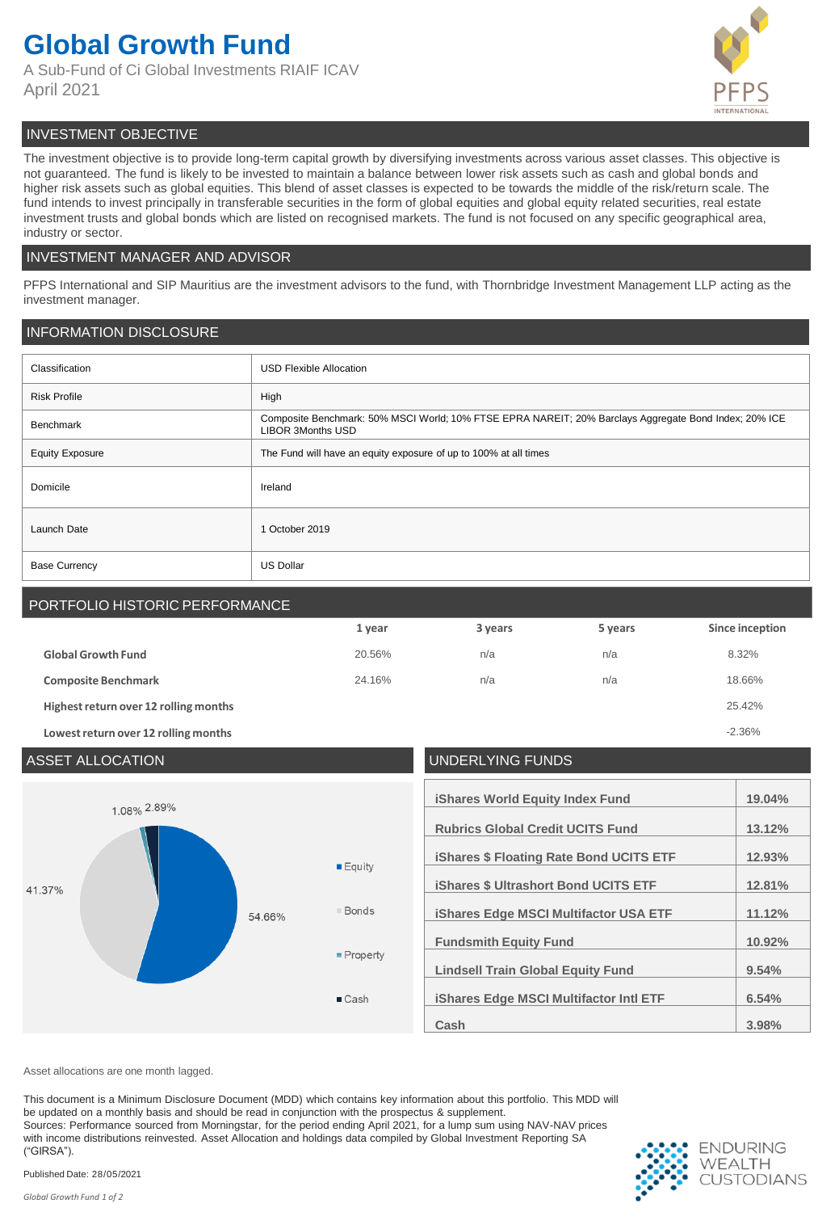# Global Growth Fund

A Sub-Fund of Ci Global Investments RIAIF ICAV
April 2021

PFPS INTERNATIONAL

## INVESTMENT OBJECTIVE

The investment objective is to provide long-term capital growth by diversifying investments across various asset classes. This objective is not guaranteed. The fund is likely to be invested to maintain a balance between lower risk assets such as cash and global bonds and higher risk assets such as global equities. This blend of asset classes is expected to be towards the middle of the risk/return scale. The fund intends to invest principally in transferable securities in the form of global equities and global equity related securities, real estate investment trusts and global bonds which are listed on recognised markets. The fund is not focused on any specific geographical area, industry or sector.

## INVESTMENT MANAGER AND ADVISOR

PFPS International and SIP Mauritius are the investment advisors to the fund, with Thornbridge Investment Management LLP acting as the investment manager.

## INFORMATION DISCLOSURE

| | |
|---|---|
| Classification | USD Flexible Allocation |
| Risk Profile | High |
| Benchmark | Composite Benchmark: 50% MSCI World; 10% FTSE EPRA NAREIT; 20% Barclays Aggregate Bond Index; 20% ICE LIBOR 3Months USD |
| Equity Exposure | The Fund will have an equity exposure of up to 100% at all times |
| Domicile | Ireland |
| Launch Date | 1 October 2019 |
| Base Currency | US Dollar |

## PORTFOLIO HISTORIC PERFORMANCE

| | 1 year | 3 years | 5 years | Since inception |
|---|---|---|---|---|
| **Global Growth Fund** | 20.56% | n/a | n/a | 8.32% |
| **Composite Benchmark** | 24.16% | n/a | n/a | 18.66% |
| **Highest return over 12 rolling months** | | | | 25.42% |
| **Lowest return over 12 rolling months** | | | | -2.36% |

## ASSET ALLOCATION

1.08%
2.89%
41.37%
54.66%

Equity
Bonds
Property
Cash

## UNDERLYING FUNDS

| | |
|---|---|
| iShares World Equity Index Fund | 19.04% |
| Rubrics Global Credit UCITS Fund | 13.12% |
| iShares $ Floating Rate Bond UCITS ETF | 12.93% |
| iShares $ Ultrashort Bond UCITS ETF | 12.81% |
| iShares Edge MSCI Multifactor USA ETF | 11.12% |
| Fundsmith Equity Fund | 10.92% |
| Lindsell Train Global Equity Fund | 9.54% |
| iShares Edge MSCI Multifactor Intl ETF | 6.54% |
| Cash | 3.98% |

Asset allocations are one month lagged.

This document is a Minimum Disclosure Document (MDD) which contains key information about this portfolio. This MDD will be updated on a monthly basis and should be read in conjunction with the prospectus & supplement.
Sources: Performance sourced from Morningstar, for the period ending April 2021, for a lump sum using NAV-NAV prices with income distributions reinvested. Asset Allocation and holdings data compiled by Global Investment Reporting SA ("GIRSA").

Published Date: 28/05/2021

ENDURING WEALTH CUSTODIANS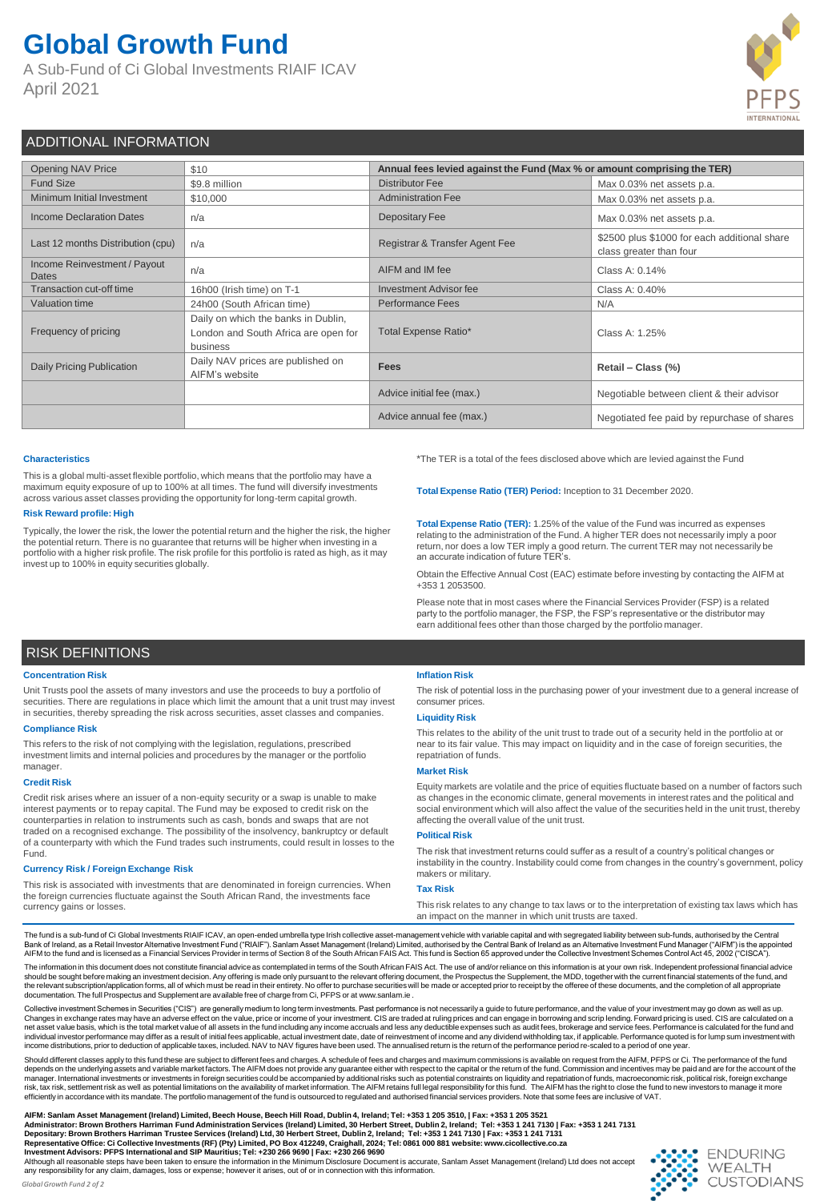# Global Growth Fund

A Sub-Fund of Ci Global Investments RIAIF ICAV

April 2021

## ADDITIONAL INFORMATION

| | | Annual fees levied against the Fund (Max % or amount comprising the TER) | |
|---|---|---|---|
| Opening NAV Price | $10 | | |
| Fund Size | $9.8 million | Distributor Fee | Max 0.03% net assets p.a. |
| Minimum Initial Investment | $10,000 | Administration Fee | Max 0.03% net assets p.a. |
| Income Declaration Dates | n/a | Depositary Fee | Max 0.03% net assets p.a. |
| Last 12 months Distribution (cpu) | n/a | Registrar & Transfer Agent Fee | $2500 plus $1000 for each additional share class greater than four |
| Income Reinvestment / Payout Dates | n/a | AIFM and IM fee | Class A: 0.14% |
| Transaction cut-off time | 16h00 (Irish time) on T-1 | Investment Advisor fee | Class A: 0.40% |
| Valuation time | 24h00 (South African time) | Performance Fees | N/A |
| Frequency of pricing | Daily on which the banks in Dublin, London and South Africa are open for business | Total Expense Ratio* | Class A: 1.25% |
| Daily Pricing Publication | Daily NAV prices are published on AIFM's website | **Fees** | **Retail – Class (%)** |
| | | Advice initial fee (max.) | Negotiable between client & their advisor |
| | | Advice annual fee (max.) | Negotiated fee paid by repurchase of shares |

**Characteristics**

This is a global multi-asset flexible portfolio, which means that the portfolio may have a maximum equity exposure of up to 100% at all times. The fund will diversify investments across various asset classes providing the opportunity for long-term capital growth.

**Risk Reward profile: High**

Typically, the lower the risk, the lower the potential return and the higher the risk, the higher the potential return. There is no guarantee that returns will be higher when investing in a portfolio with a higher risk profile. The risk profile for this portfolio is rated as high, as it may invest up to 100% in equity securities globally.

*The TER is a total of the fees disclosed above which are levied against the Fund

**Total Expense Ratio (TER) Period:** Inception to 31 December 2020.

**Total Expense Ratio (TER):** 1.25% of the value of the Fund was incurred as expenses relating to the administration of the Fund. A higher TER does not necessarily imply a poor return, nor does a low TER imply a good return. The current TER may not necessarily be an accurate indication of future TER's.

Obtain the Effective Annual Cost (EAC) estimate before investing by contacting the AIFM at +353 1 2053500.

Please note that in most cases where the Financial Services Provider (FSP) is a related party to the portfolio manager, the FSP, the FSP's representative or the distributor may earn additional fees other than those charged by the portfolio manager.

## RISK DEFINITIONS

**Concentration Risk**

Unit Trusts pool the assets of many investors and use the proceeds to buy a portfolio of securities. There are regulations in place which limit the amount that a unit trust may invest in securities, thereby spreading the risk across securities, asset classes and companies.

**Compliance Risk**

This refers to the risk of not complying with the legislation, regulations, prescribed investment limits and internal policies and procedures by the manager or the portfolio manager.

**Credit Risk**

Credit risk arises where an issuer of a non-equity security or a swap is unable to make interest payments or to repay capital. The Fund may be exposed to credit risk on the counterparties in relation to instruments such as cash, bonds and swaps that are not traded on a recognised exchange. The possibility of the insolvency, bankruptcy or default of a counterparty with which the Fund trades such instruments, could result in losses to the Fund.

**Currency Risk / Foreign Exchange Risk**

This risk is associated with investments that are denominated in foreign currencies. When the foreign currencies fluctuate against the South African Rand, the investments face currency gains or losses.

**Inflation Risk**

The risk of potential loss in the purchasing power of your investment due to a general increase of consumer prices.

**Liquidity Risk**

This relates to the ability of the unit trust to trade out of a security held in the portfolio at or near to its fair value. This may impact on liquidity and in the case of foreign securities, the repatriation of funds.

**Market Risk**

Equity markets are volatile and the price of equities fluctuate based on a number of factors such as changes in the economic climate, general movements in interest rates and the political and social environment which will also affect the value of the securities held in the unit trust, thereby affecting the overall value of the unit trust.

**Political Risk**

The risk that investment returns could suffer as a result of a country's political changes or instability in the country. Instability could come from changes in the country's government, policy makers or military.

**Tax Risk**

This risk relates to any change to tax laws or to the interpretation of existing tax laws which has an impact on the manner in which unit trusts are taxed.

The fund is a sub-fund of Ci Global Investments RIAIF ICAV, an open-ended umbrella type Irish collective asset-management vehicle with variable capital and with segregated liability between sub-funds, authorised by the Central Bank of Ireland, as a Retail Investor Alternative Investment Fund ("RIAIF"). Sanlam Asset Management (Ireland) Limited, authorised by the Central Bank of Ireland as an Alternative Investment Fund Manager ("AIFM") is the appointed AIFM to the fund and is licensed as a Financial Services Provider in terms of Section 8 of the South African FAIS Act. This fund is Section 65 approved under the Collective Investment Schemes Control Act 45, 2002 ("CISCA").

The information in this document does not constitute financial advice as contemplated in terms of the South African FAIS Act. The use of and/or reliance on this information is at your own risk. Independent professional financial advice should be sought before making an investment decision. Any offering is made only pursuant to the relevant offering document, the Prospectus the Supplement, the MDD, together with the current financial statements of the fund, and the relevant subscription/application forms, all of which must be read in their entirety. No offer to purchase securities will be made or accepted prior to receipt by the offeree of these documents, and the completion of all appropriate documentation. The full Prospectus and Supplement are available free of charge from Ci, PFPS or at www.sanlam.ie .

Collective investment Schemes in Securities ("CIS") are generally medium to long term investments. Past performance is not necessarily a guide to future performance, and the value of your investment may go down as well as up. Changes in exchange rates may have an adverse effect on the value, price or income of your investment. CIS are traded at ruling prices and can engage in borrowing and scrip lending. Forward pricing is used. CIS are calculated on a net asset value basis, which is the total market value of all assets in the fund including any income accruals and less any deductible expenses such as audit fees, brokerage and service fees. Performance is calculated for the fund and individual investor performance may differ as a result of initial fees applicable, actual investment date, date of reinvestment of income and any dividend withholding tax, if applicable. Performance quoted is for lump sum investment with income distributions, prior to deduction of applicable taxes, included. NAV to NAV figures have been used. The annualised return is the return of the performance period re-scaled to a period of one year.

Should different classes apply to this fund these are subject to different fees and charges. A schedule of fees and charges and maximum commissions is available on request from the AIFM, PFPS or Ci. The performance of the fund depends on the underlying assets and variable market factors. The AIFM does not provide any guarantee either with respect to the capital or the return of the fund. Commission and incentives may be paid and are for the account of the manager. International investments or investments in foreign securities could be accompanied by additional risks such as potential constraints on liquidity and repatriation of funds, macroeconomic risk, political risk, foreign exchange risk, tax risk, settlement risk as well as potential limitations on the availability of market information. The AIFM retains full legal responsibility for this fund. The AIFM has the right to close the fund to new investors to manage it more efficiently in accordance with its mandate. The portfolio management of the fund is outsourced to regulated and authorised financial services providers. Note that some fees are inclusive of VAT.

**AIFM: Sanlam Asset Management (Ireland) Limited, Beech House, Beech Hill Road, Dublin 4, Ireland; Tel: +353 1 205 3510, | Fax: +353 1 205 3521**
**Administrator: Brown Brothers Harriman Fund Administration Services (Ireland) Limited, 30 Herbert Street, Dublin 2, Ireland; Tel: +353 1 241 7130 | Fax: +353 1 241 7131**
**Depositary: Brown Brothers Harriman Trustee Services (Ireland) Ltd, 30 Herbert Street, Dublin 2, Ireland; Tel: +353 1 241 7130 | Fax: +353 1 241 7131**
**Representative Office: Ci Collective Investments (RF) (Pty) Limited, PO Box 412249, Craighall, 2024; Tel: 0861 000 881 website: www.cicollective.co.za**
**Investment Advisors: PFPS International and SIP Mauritius; Tel: +230 266 9690 | Fax: +230 266 9690**

Although all reasonable steps have been taken to ensure the information in the Minimum Disclosure Document is accurate, Sanlam Asset Management (Ireland) Ltd does not accept any responsibility for any claim, damages, loss or expense; however it arises, out of or in connection with this information.